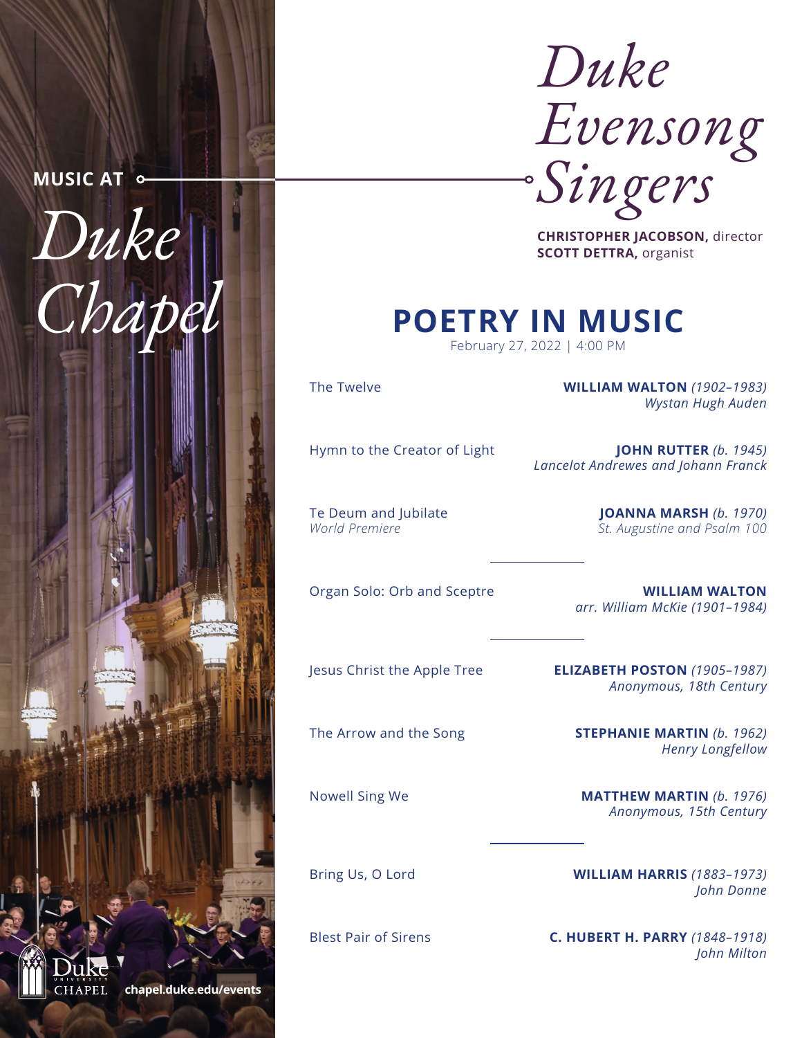MUSIC AT

# Duke Chapel

# Duke Evensong Singers

**CHRISTOPHER JACOBSON,** director
**SCOTT DETTRA,** organist

## POETRY IN MUSIC

February 27, 2022 | 4:00 PM

The Twelve — **WILLIAM WALTON** *(1902–1983)*
*Wystan Hugh Auden*

Hymn to the Creator of Light — **JOHN RUTTER** *(b. 1945)*
*Lancelot Andrewes and Johann Franck*

Te Deum and Jubilate
*World Premiere* — **JOANNA MARSH** *(b. 1970)*
*St. Augustine and Psalm 100*

---

Organ Solo: Orb and Sceptre — **WILLIAM WALTON**
*arr. William McKie (1901–1984)*

---

Jesus Christ the Apple Tree — **ELIZABETH POSTON** *(1905–1987)*
*Anonymous, 18th Century*

The Arrow and the Song — **STEPHANIE MARTIN** *(b. 1962)*
*Henry Longfellow*

Nowell Sing We — **MATTHEW MARTIN** *(b. 1976)*
*Anonymous, 15th Century*

---

Bring Us, O Lord — **WILLIAM HARRIS** *(1883–1973)*
*John Donne*

Blest Pair of Sirens — **C. HUBERT H. PARRY** *(1848–1918)*
*John Milton*

Duke University Chapel

chapel.duke.edu/events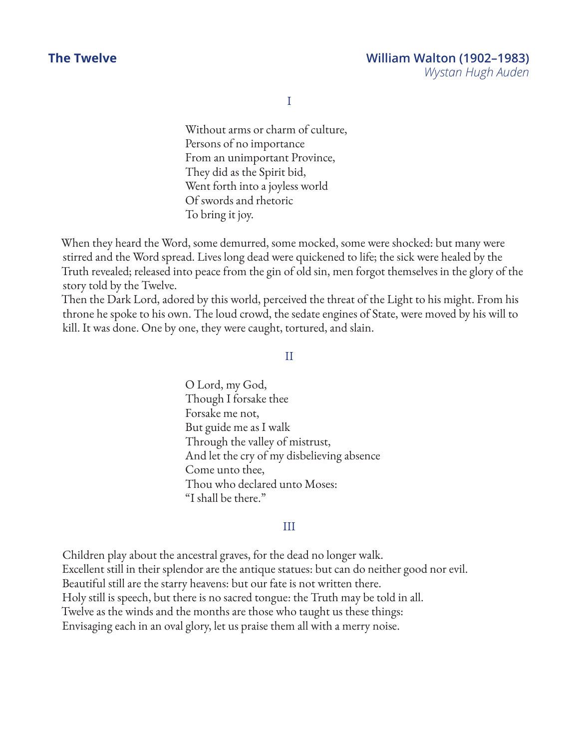## The Twelve

**William Walton (1902–1983)**
*Wystan Hugh Auden*

### I

Without arms or charm of culture,
Persons of no importance
From an unimportant Province,
They did as the Spirit bid,
Went forth into a joyless world
Of swords and rhetoric
To bring it joy.

When they heard the Word, some demurred, some mocked, some were shocked: but many were stirred and the Word spread. Lives long dead were quickened to life; the sick were healed by the Truth revealed; released into peace from the gin of old sin, men forgot themselves in the glory of the story told by the Twelve.

Then the Dark Lord, adored by this world, perceived the threat of the Light to his might. From his throne he spoke to his own. The loud crowd, the sedate engines of State, were moved by his will to kill. It was done. One by one, they were caught, tortured, and slain.

### II

O Lord, my God,
Though I forsake thee
Forsake me not,
But guide me as I walk
Through the valley of mistrust,
And let the cry of my disbelieving absence
Come unto thee,
Thou who declared unto Moses:
"I shall be there."

### III

Children play about the ancestral graves, for the dead no longer walk.
Excellent still in their splendor are the antique statues: but can do neither good nor evil.
Beautiful still are the starry heavens: but our fate is not written there.
Holy still is speech, but there is no sacred tongue: the Truth may be told in all.
Twelve as the winds and the months are those who taught us these things:
Envisaging each in an oval glory, let us praise them all with a merry noise.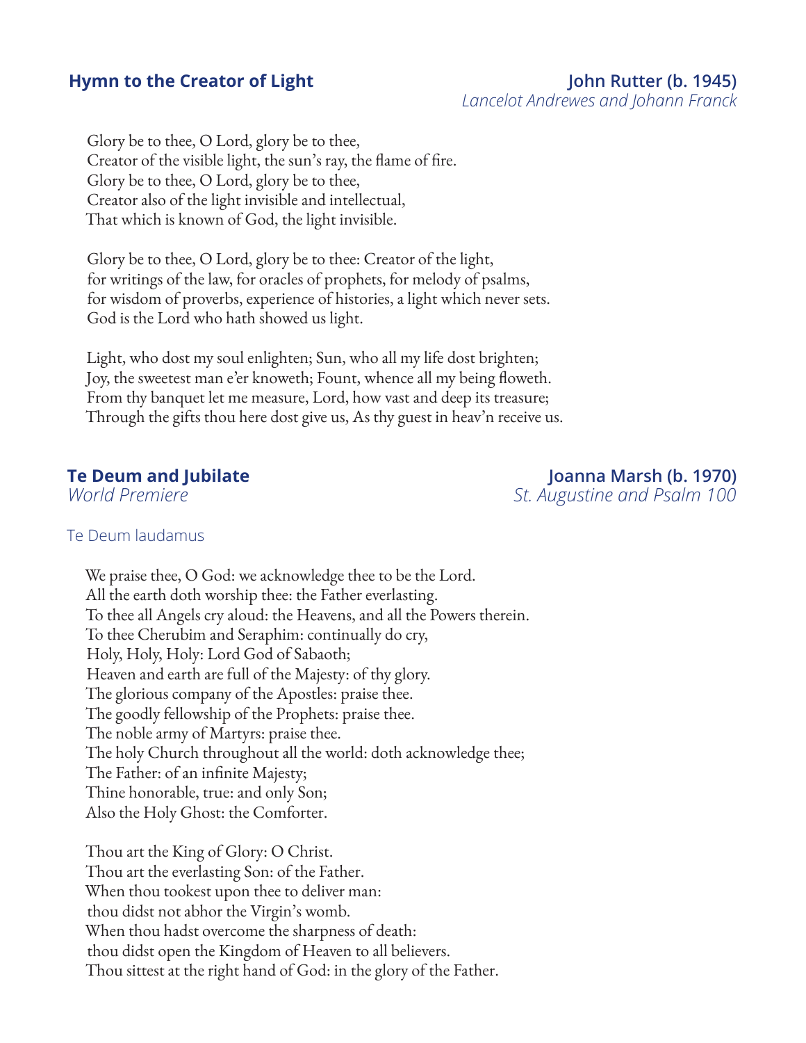## Hymn to the Creator of Light

**John Rutter (b. 1945)**
*Lancelot Andrewes and Johann Franck*

Glory be to thee, O Lord, glory be to thee,
Creator of the visible light, the sun's ray, the flame of fire.
Glory be to thee, O Lord, glory be to thee,
Creator also of the light invisible and intellectual,
That which is known of God, the light invisible.

Glory be to thee, O Lord, glory be to thee: Creator of the light,
for writings of the law, for oracles of prophets, for melody of psalms,
for wisdom of proverbs, experience of histories, a light which never sets.
God is the Lord who hath showed us light.

Light, who dost my soul enlighten; Sun, who all my life dost brighten;
Joy, the sweetest man e'er knoweth; Fount, whence all my being floweth.
From thy banquet let me measure, Lord, how vast and deep its treasure;
Through the gifts thou here dost give us, As thy guest in heav'n receive us.

## Te Deum and Jubilate

*World Premiere*

**Joanna Marsh (b. 1970)**
*St. Augustine and Psalm 100*

### Te Deum laudamus

We praise thee, O God: we acknowledge thee to be the Lord.
All the earth doth worship thee: the Father everlasting.
To thee all Angels cry aloud: the Heavens, and all the Powers therein.
To thee Cherubim and Seraphim: continually do cry,
Holy, Holy, Holy: Lord God of Sabaoth;
Heaven and earth are full of the Majesty: of thy glory.
The glorious company of the Apostles: praise thee.
The goodly fellowship of the Prophets: praise thee.
The noble army of Martyrs: praise thee.
The holy Church throughout all the world: doth acknowledge thee;
The Father: of an infinite Majesty;
Thine honorable, true: and only Son;
Also the Holy Ghost: the Comforter.

Thou art the King of Glory: O Christ.
Thou art the everlasting Son: of the Father.
When thou tookest upon thee to deliver man:
thou didst not abhor the Virgin's womb.
When thou hadst overcome the sharpness of death:
thou didst open the Kingdom of Heaven to all believers.
Thou sittest at the right hand of God: in the glory of the Father.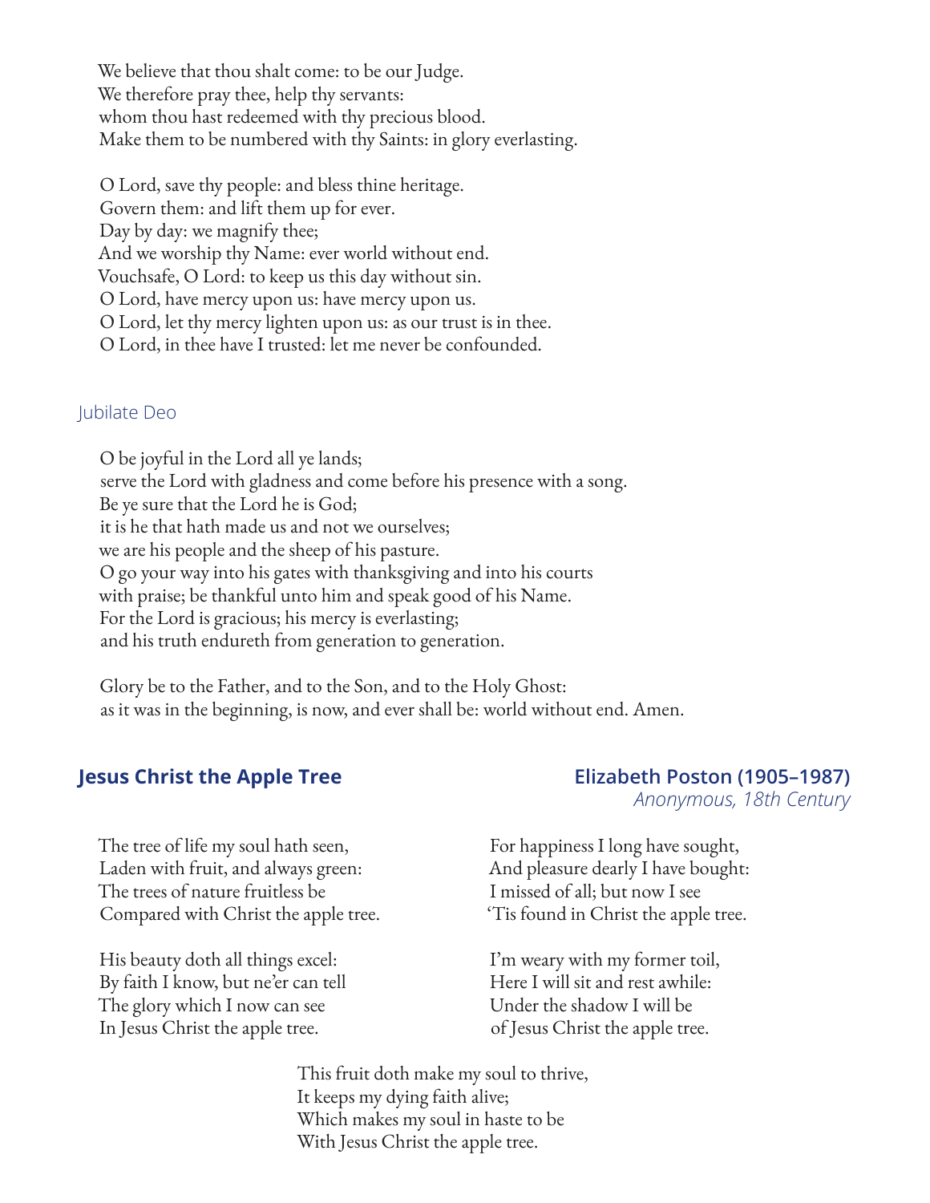We believe that thou shalt come: to be our Judge.
We therefore pray thee, help thy servants:
whom thou hast redeemed with thy precious blood.
Make them to be numbered with thy Saints: in glory everlasting.

O Lord, save thy people: and bless thine heritage.
Govern them: and lift them up for ever.
Day by day: we magnify thee;
And we worship thy Name: ever world without end.
Vouchsafe, O Lord: to keep us this day without sin.
O Lord, have mercy upon us: have mercy upon us.
O Lord, let thy mercy lighten upon us: as our trust is in thee.
O Lord, in thee have I trusted: let me never be confounded.

### Jubilate Deo

O be joyful in the Lord all ye lands;
serve the Lord with gladness and come before his presence with a song.
Be ye sure that the Lord he is God;
it is he that hath made us and not we ourselves;
we are his people and the sheep of his pasture.
O go your way into his gates with thanksgiving and into his courts
with praise; be thankful unto him and speak good of his Name.
For the Lord is gracious; his mercy is everlasting;
and his truth endureth from generation to generation.

Glory be to the Father, and to the Son, and to the Holy Ghost:
as it was in the beginning, is now, and ever shall be: world without end. Amen.

## Jesus Christ the Apple Tree

**Elizabeth Poston (1905–1987)**
*Anonymous, 18th Century*

The tree of life my soul hath seen,
Laden with fruit, and always green:
The trees of nature fruitless be
Compared with Christ the apple tree.

His beauty doth all things excel:
By faith I know, but ne'er can tell
The glory which I now can see
In Jesus Christ the apple tree.

For happiness I long have sought,
And pleasure dearly I have bought:
I missed of all; but now I see
'Tis found in Christ the apple tree.

I'm weary with my former toil,
Here I will sit and rest awhile:
Under the shadow I will be
of Jesus Christ the apple tree.

This fruit doth make my soul to thrive,
It keeps my dying faith alive;
Which makes my soul in haste to be
With Jesus Christ the apple tree.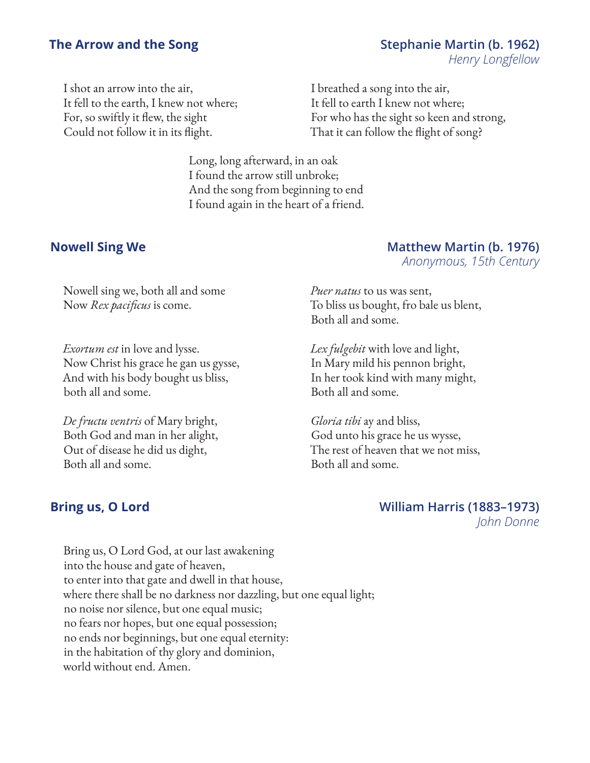## The Arrow and the Song

**Stephanie Martin (b. 1962)**
*Henry Longfellow*

I shot an arrow into the air,
It fell to the earth, I knew not where;
For, so swiftly it flew, the sight
Could not follow it in its flight.

I breathed a song into the air,
It fell to earth I knew not where;
For who has the sight so keen and strong,
That it can follow the flight of song?

Long, long afterward, in an oak
I found the arrow still unbroke;
And the song from beginning to end
I found again in the heart of a friend.

## Nowell Sing We

**Matthew Martin (b. 1976)**
*Anonymous, 15th Century*

Nowell sing we, both all and some
Now *Rex pacificus* is come.

*Exortum est* in love and lysse.
Now Christ his grace he gan us gysse,
And with his body bought us bliss,
both all and some.

*De fructu ventris* of Mary bright,
Both God and man in her alight,
Out of disease he did us dight,
Both all and some.

*Puer natus* to us was sent,
To bliss us bought, fro bale us blent,
Both all and some.

*Lex fulgebit* with love and light,
In Mary mild his pennon bright,
In her took kind with many might,
Both all and some.

*Gloria tibi* ay and bliss,
God unto his grace he us wysse,
The rest of heaven that we not miss,
Both all and some.

## Bring us, O Lord

**William Harris (1883–1973)**
*John Donne*

Bring us, O Lord God, at our last awakening
into the house and gate of heaven,
to enter into that gate and dwell in that house,
where there shall be no darkness nor dazzling, but one equal light;
no noise nor silence, but one equal music;
no fears nor hopes, but one equal possession;
no ends nor beginnings, but one equal eternity:
in the habitation of thy glory and dominion,
world without end. Amen.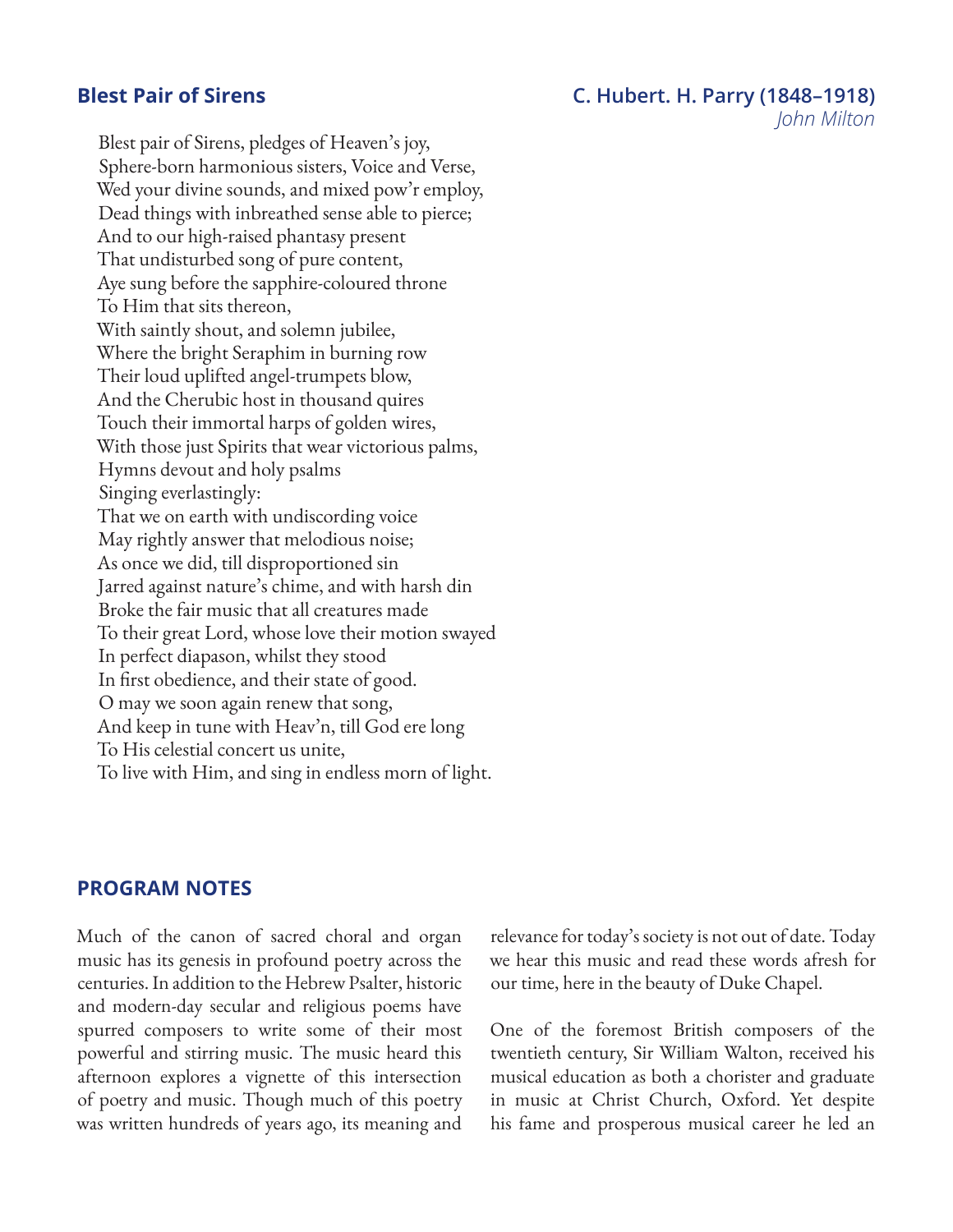## Blest Pair of Sirens

**C. Hubert. H. Parry (1848–1918)**
*John Milton*

Blest pair of Sirens, pledges of Heaven's joy,
Sphere-born harmonious sisters, Voice and Verse,
Wed your divine sounds, and mixed pow'r employ,
Dead things with inbreathed sense able to pierce;
And to our high-raised phantasy present
That undisturbed song of pure content,
Aye sung before the sapphire-coloured throne
To Him that sits thereon,
With saintly shout, and solemn jubilee,
Where the bright Seraphim in burning row
Their loud uplifted angel-trumpets blow,
And the Cherubic host in thousand quires
Touch their immortal harps of golden wires,
With those just Spirits that wear victorious palms,
Hymns devout and holy psalms
Singing everlastingly:
That we on earth with undiscording voice
May rightly answer that melodious noise;
As once we did, till disproportioned sin
Jarred against nature's chime, and with harsh din
Broke the fair music that all creatures made
To their great Lord, whose love their motion swayed
In perfect diapason, whilst they stood
In first obedience, and their state of good.
O may we soon again renew that song,
And keep in tune with Heav'n, till God ere long
To His celestial concert us unite,
To live with Him, and sing in endless morn of light.

## PROGRAM NOTES

Much of the canon of sacred choral and organ music has its genesis in profound poetry across the centuries. In addition to the Hebrew Psalter, historic and modern-day secular and religious poems have spurred composers to write some of their most powerful and stirring music. The music heard this afternoon explores a vignette of this intersection of poetry and music. Though much of this poetry was written hundreds of years ago, its meaning and relevance for today's society is not out of date. Today we hear this music and read these words afresh for our time, here in the beauty of Duke Chapel.

One of the foremost British composers of the twentieth century, Sir William Walton, received his musical education as both a chorister and graduate in music at Christ Church, Oxford. Yet despite his fame and prosperous musical career he led an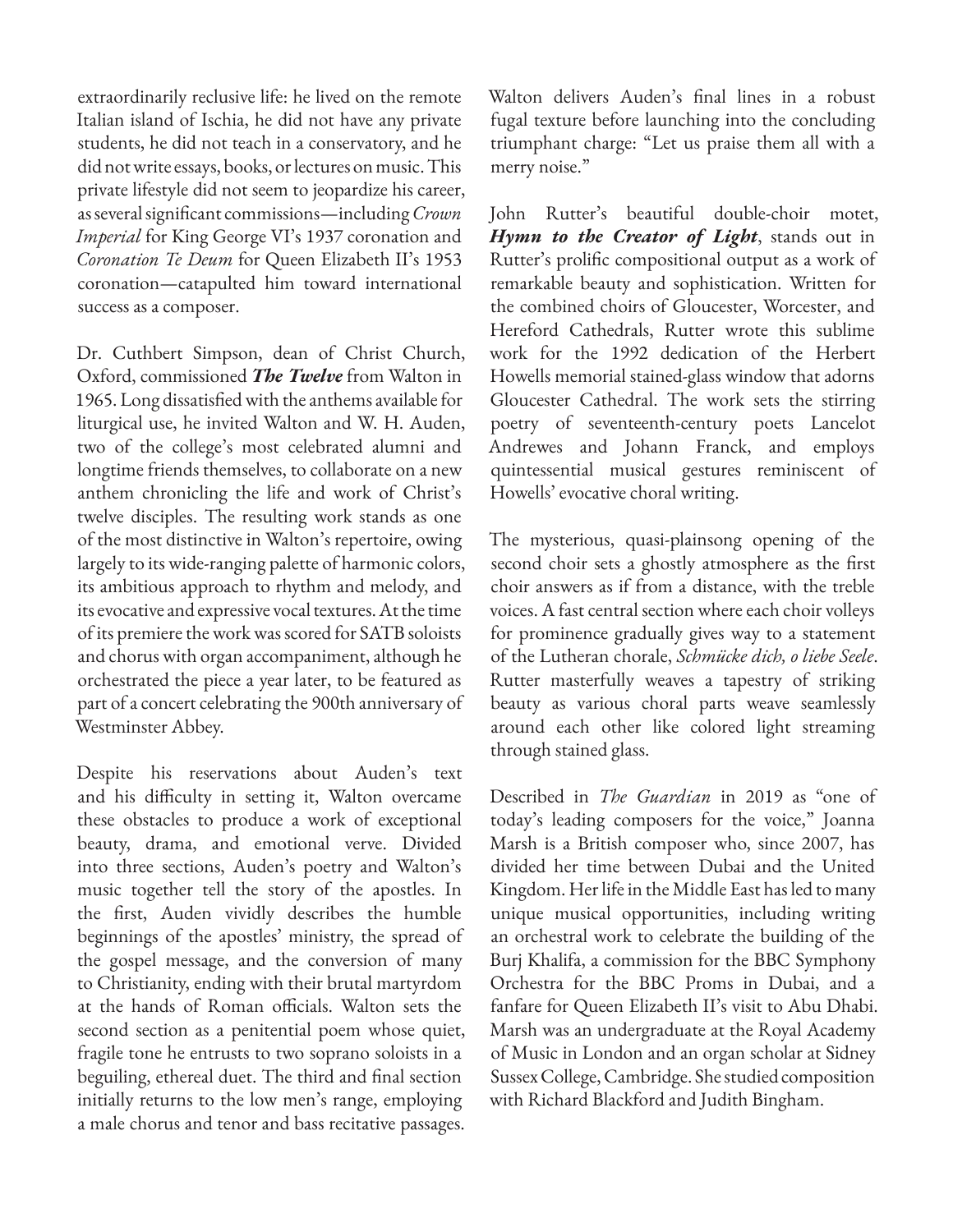extraordinarily reclusive life: he lived on the remote Italian island of Ischia, he did not have any private students, he did not teach in a conservatory, and he did not write essays, books, or lectures on music. This private lifestyle did not seem to jeopardize his career, as several significant commissions—including *Crown Imperial* for King George VI's 1937 coronation and *Coronation Te Deum* for Queen Elizabeth II's 1953 coronation—catapulted him toward international success as a composer.

Dr. Cuthbert Simpson, dean of Christ Church, Oxford, commissioned ***The Twelve*** from Walton in 1965. Long dissatisfied with the anthems available for liturgical use, he invited Walton and W. H. Auden, two of the college's most celebrated alumni and longtime friends themselves, to collaborate on a new anthem chronicling the life and work of Christ's twelve disciples. The resulting work stands as one of the most distinctive in Walton's repertoire, owing largely to its wide-ranging palette of harmonic colors, its ambitious approach to rhythm and melody, and its evocative and expressive vocal textures. At the time of its premiere the work was scored for SATB soloists and chorus with organ accompaniment, although he orchestrated the piece a year later, to be featured as part of a concert celebrating the 900th anniversary of Westminster Abbey.

Despite his reservations about Auden's text and his difficulty in setting it, Walton overcame these obstacles to produce a work of exceptional beauty, drama, and emotional verve. Divided into three sections, Auden's poetry and Walton's music together tell the story of the apostles. In the first, Auden vividly describes the humble beginnings of the apostles' ministry, the spread of the gospel message, and the conversion of many to Christianity, ending with their brutal martyrdom at the hands of Roman officials. Walton sets the second section as a penitential poem whose quiet, fragile tone he entrusts to two soprano soloists in a beguiling, ethereal duet. The third and final section initially returns to the low men's range, employing a male chorus and tenor and bass recitative passages. Walton delivers Auden's final lines in a robust fugal texture before launching into the concluding triumphant charge: "Let us praise them all with a merry noise."

John Rutter's beautiful double-choir motet, ***Hymn to the Creator of Light***, stands out in Rutter's prolific compositional output as a work of remarkable beauty and sophistication. Written for the combined choirs of Gloucester, Worcester, and Hereford Cathedrals, Rutter wrote this sublime work for the 1992 dedication of the Herbert Howells memorial stained-glass window that adorns Gloucester Cathedral. The work sets the stirring poetry of seventeenth-century poets Lancelot Andrewes and Johann Franck, and employs quintessential musical gestures reminiscent of Howells' evocative choral writing.

The mysterious, quasi-plainsong opening of the second choir sets a ghostly atmosphere as the first choir answers as if from a distance, with the treble voices. A fast central section where each choir volleys for prominence gradually gives way to a statement of the Lutheran chorale, *Schmücke dich, o liebe Seele*. Rutter masterfully weaves a tapestry of striking beauty as various choral parts weave seamlessly around each other like colored light streaming through stained glass.

Described in *The Guardian* in 2019 as "one of today's leading composers for the voice," Joanna Marsh is a British composer who, since 2007, has divided her time between Dubai and the United Kingdom. Her life in the Middle East has led to many unique musical opportunities, including writing an orchestral work to celebrate the building of the Burj Khalifa, a commission for the BBC Symphony Orchestra for the BBC Proms in Dubai, and a fanfare for Queen Elizabeth II's visit to Abu Dhabi. Marsh was an undergraduate at the Royal Academy of Music in London and an organ scholar at Sidney Sussex College, Cambridge. She studied composition with Richard Blackford and Judith Bingham.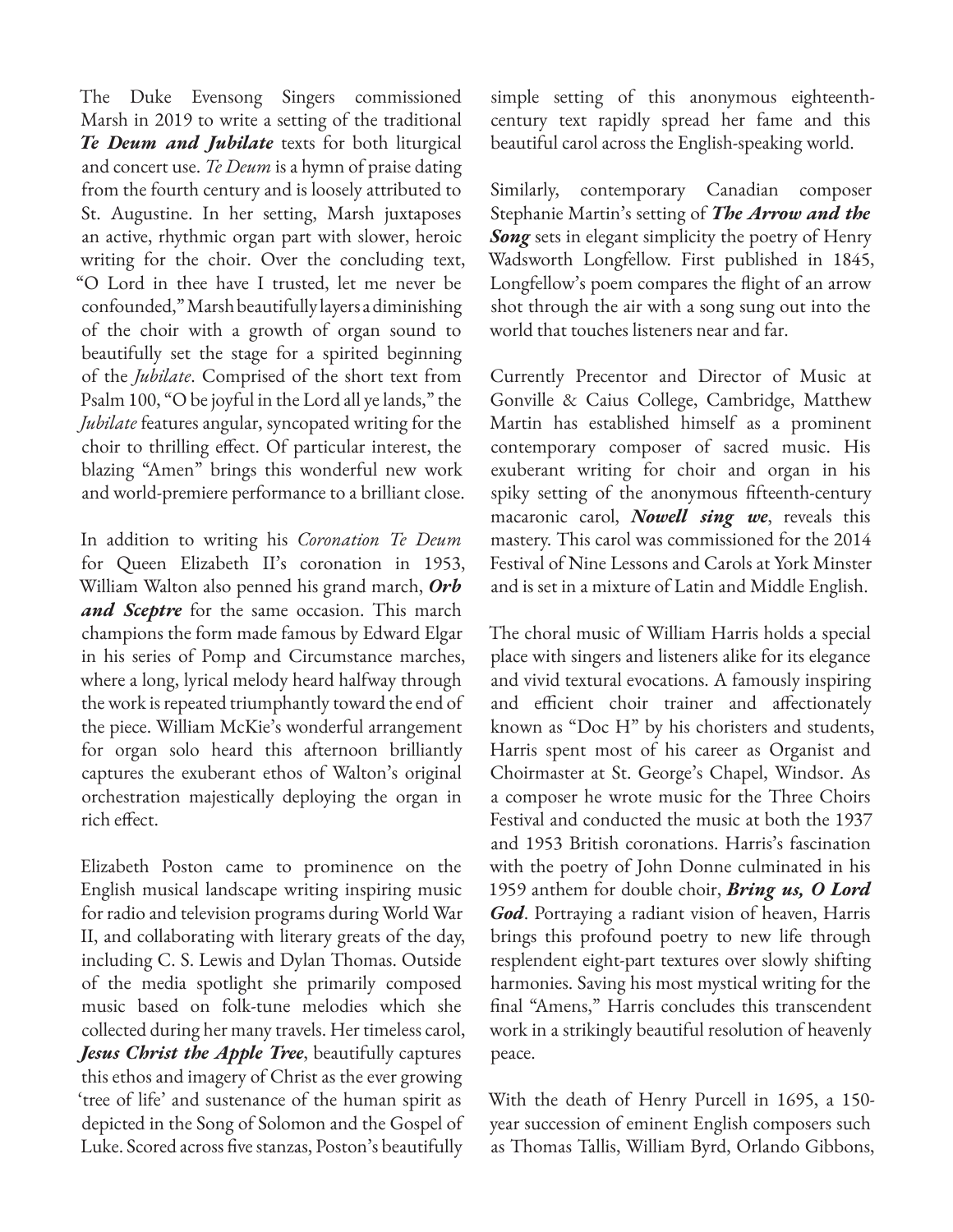The Duke Evensong Singers commissioned Marsh in 2019 to write a setting of the traditional ***Te Deum and Jubilate*** texts for both liturgical and concert use. *Te Deum* is a hymn of praise dating from the fourth century and is loosely attributed to St. Augustine. In her setting, Marsh juxtaposes an active, rhythmic organ part with slower, heroic writing for the choir. Over the concluding text, "O Lord in thee have I trusted, let me never be confounded," Marsh beautifully layers a diminishing of the choir with a growth of organ sound to beautifully set the stage for a spirited beginning of the *Jubilate*. Comprised of the short text from Psalm 100, "O be joyful in the Lord all ye lands," the *Jubilate* features angular, syncopated writing for the choir to thrilling effect. Of particular interest, the blazing "Amen" brings this wonderful new work and world-premiere performance to a brilliant close.

In addition to writing his *Coronation Te Deum* for Queen Elizabeth II's coronation in 1953, William Walton also penned his grand march, ***Orb and Sceptre*** for the same occasion. This march champions the form made famous by Edward Elgar in his series of Pomp and Circumstance marches, where a long, lyrical melody heard halfway through the work is repeated triumphantly toward the end of the piece. William McKie's wonderful arrangement for organ solo heard this afternoon brilliantly captures the exuberant ethos of Walton's original orchestration majestically deploying the organ in rich effect.

Elizabeth Poston came to prominence on the English musical landscape writing inspiring music for radio and television programs during World War II, and collaborating with literary greats of the day, including C. S. Lewis and Dylan Thomas. Outside of the media spotlight she primarily composed music based on folk-tune melodies which she collected during her many travels. Her timeless carol, ***Jesus Christ the Apple Tree***, beautifully captures this ethos and imagery of Christ as the ever growing 'tree of life' and sustenance of the human spirit as depicted in the Song of Solomon and the Gospel of Luke. Scored across five stanzas, Poston's beautifully simple setting of this anonymous eighteenth-century text rapidly spread her fame and this beautiful carol across the English-speaking world.

Similarly, contemporary Canadian composer Stephanie Martin's setting of ***The Arrow and the Song*** sets in elegant simplicity the poetry of Henry Wadsworth Longfellow. First published in 1845, Longfellow's poem compares the flight of an arrow shot through the air with a song sung out into the world that touches listeners near and far.

Currently Precentor and Director of Music at Gonville & Caius College, Cambridge, Matthew Martin has established himself as a prominent contemporary composer of sacred music. His exuberant writing for choir and organ in his spiky setting of the anonymous fifteenth-century macaronic carol, ***Nowell sing we***, reveals this mastery. This carol was commissioned for the 2014 Festival of Nine Lessons and Carols at York Minster and is set in a mixture of Latin and Middle English.

The choral music of William Harris holds a special place with singers and listeners alike for its elegance and vivid textural evocations. A famously inspiring and efficient choir trainer and affectionately known as "Doc H" by his choristers and students, Harris spent most of his career as Organist and Choirmaster at St. George's Chapel, Windsor. As a composer he wrote music for the Three Choirs Festival and conducted the music at both the 1937 and 1953 British coronations. Harris's fascination with the poetry of John Donne culminated in his 1959 anthem for double choir, ***Bring us, O Lord God***. Portraying a radiant vision of heaven, Harris brings this profound poetry to new life through resplendent eight-part textures over slowly shifting harmonies. Saving his most mystical writing for the final "Amens," Harris concludes this transcendent work in a strikingly beautiful resolution of heavenly peace.

With the death of Henry Purcell in 1695, a 150-year succession of eminent English composers such as Thomas Tallis, William Byrd, Orlando Gibbons,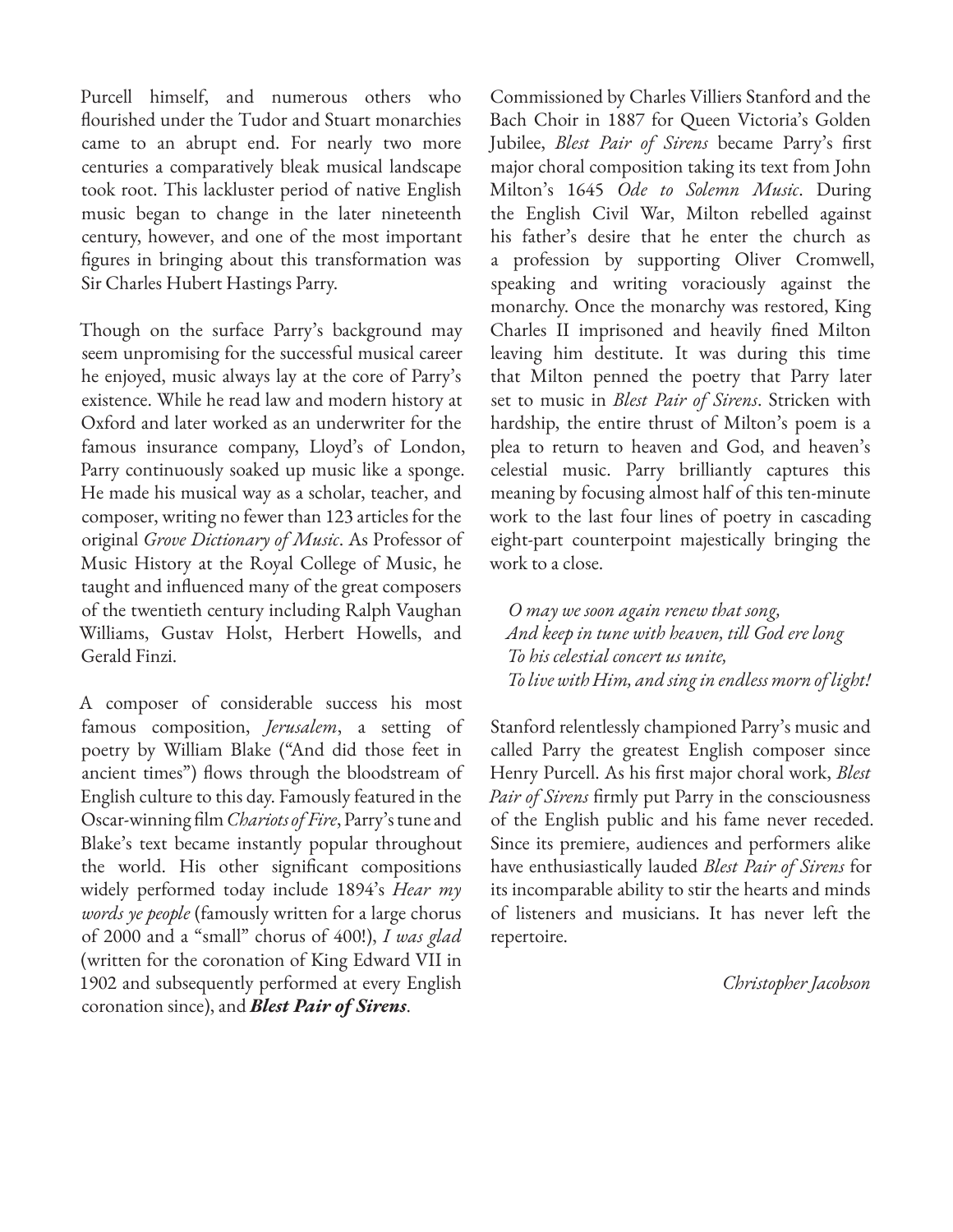Purcell himself, and numerous others who flourished under the Tudor and Stuart monarchies came to an abrupt end. For nearly two more centuries a comparatively bleak musical landscape took root. This lackluster period of native English music began to change in the later nineteenth century, however, and one of the most important figures in bringing about this transformation was Sir Charles Hubert Hastings Parry.

Though on the surface Parry's background may seem unpromising for the successful musical career he enjoyed, music always lay at the core of Parry's existence. While he read law and modern history at Oxford and later worked as an underwriter for the famous insurance company, Lloyd's of London, Parry continuously soaked up music like a sponge. He made his musical way as a scholar, teacher, and composer, writing no fewer than 123 articles for the original *Grove Dictionary of Music*. As Professor of Music History at the Royal College of Music, he taught and influenced many of the great composers of the twentieth century including Ralph Vaughan Williams, Gustav Holst, Herbert Howells, and Gerald Finzi.

A composer of considerable success his most famous composition, *Jerusalem*, a setting of poetry by William Blake ("And did those feet in ancient times") flows through the bloodstream of English culture to this day. Famously featured in the Oscar-winning film *Chariots of Fire*, Parry's tune and Blake's text became instantly popular throughout the world. His other significant compositions widely performed today include 1894's *Hear my words ye people* (famously written for a large chorus of 2000 and a "small" chorus of 400!), *I was glad* (written for the coronation of King Edward VII in 1902 and subsequently performed at every English coronation since), and ***Blest Pair of Sirens***.

Commissioned by Charles Villiers Stanford and the Bach Choir in 1887 for Queen Victoria's Golden Jubilee, *Blest Pair of Sirens* became Parry's first major choral composition taking its text from John Milton's 1645 *Ode to Solemn Music*. During the English Civil War, Milton rebelled against his father's desire that he enter the church as a profession by supporting Oliver Cromwell, speaking and writing voraciously against the monarchy. Once the monarchy was restored, King Charles II imprisoned and heavily fined Milton leaving him destitute. It was during this time that Milton penned the poetry that Parry later set to music in *Blest Pair of Sirens*. Stricken with hardship, the entire thrust of Milton's poem is a plea to return to heaven and God, and heaven's celestial music. Parry brilliantly captures this meaning by focusing almost half of this ten-minute work to the last four lines of poetry in cascading eight-part counterpoint majestically bringing the work to a close.

*O may we soon again renew that song,*
*And keep in tune with heaven, till God ere long*
*To his celestial concert us unite,*
*To live with Him, and sing in endless morn of light!*

Stanford relentlessly championed Parry's music and called Parry the greatest English composer since Henry Purcell. As his first major choral work, *Blest Pair of Sirens* firmly put Parry in the consciousness of the English public and his fame never receded. Since its premiere, audiences and performers alike have enthusiastically lauded *Blest Pair of Sirens* for its incomparable ability to stir the hearts and minds of listeners and musicians. It has never left the repertoire.

*Christopher Jacobson*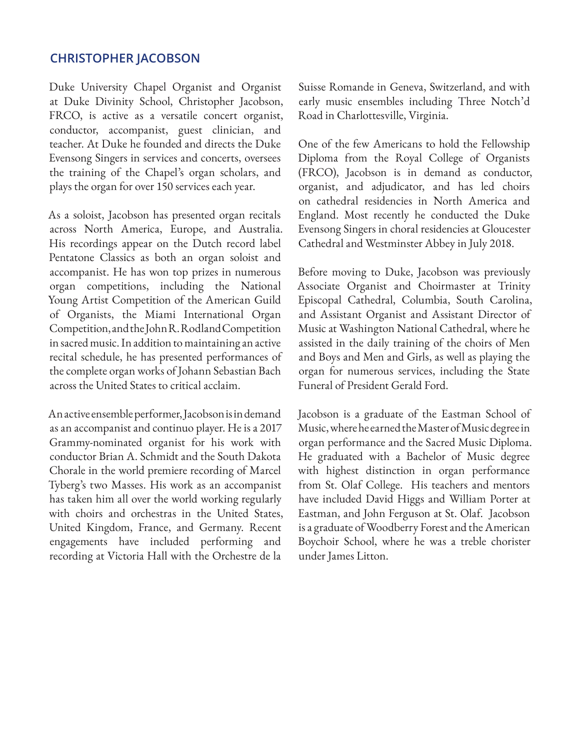## CHRISTOPHER JACOBSON

Duke University Chapel Organist and Organist at Duke Divinity School, Christopher Jacobson, FRCO, is active as a versatile concert organist, conductor, accompanist, guest clinician, and teacher. At Duke he founded and directs the Duke Evensong Singers in services and concerts, oversees the training of the Chapel's organ scholars, and plays the organ for over 150 services each year.

As a soloist, Jacobson has presented organ recitals across North America, Europe, and Australia. His recordings appear on the Dutch record label Pentatone Classics as both an organ soloist and accompanist. He has won top prizes in numerous organ competitions, including the National Young Artist Competition of the American Guild of Organists, the Miami International Organ Competition, and the John R. Rodland Competition in sacred music. In addition to maintaining an active recital schedule, he has presented performances of the complete organ works of Johann Sebastian Bach across the United States to critical acclaim.

An active ensemble performer, Jacobson is in demand as an accompanist and continuo player. He is a 2017 Grammy-nominated organist for his work with conductor Brian A. Schmidt and the South Dakota Chorale in the world premiere recording of Marcel Tyberg's two Masses. His work as an accompanist has taken him all over the world working regularly with choirs and orchestras in the United States, United Kingdom, France, and Germany. Recent engagements have included performing and recording at Victoria Hall with the Orchestre de la Suisse Romande in Geneva, Switzerland, and with early music ensembles including Three Notch'd Road in Charlottesville, Virginia.

One of the few Americans to hold the Fellowship Diploma from the Royal College of Organists (FRCO), Jacobson is in demand as conductor, organist, and adjudicator, and has led choirs on cathedral residencies in North America and England. Most recently he conducted the Duke Evensong Singers in choral residencies at Gloucester Cathedral and Westminster Abbey in July 2018.

Before moving to Duke, Jacobson was previously Associate Organist and Choirmaster at Trinity Episcopal Cathedral, Columbia, South Carolina, and Assistant Organist and Assistant Director of Music at Washington National Cathedral, where he assisted in the daily training of the choirs of Men and Boys and Men and Girls, as well as playing the organ for numerous services, including the State Funeral of President Gerald Ford.

Jacobson is a graduate of the Eastman School of Music, where he earned the Master of Music degree in organ performance and the Sacred Music Diploma. He graduated with a Bachelor of Music degree with highest distinction in organ performance from St. Olaf College. His teachers and mentors have included David Higgs and William Porter at Eastman, and John Ferguson at St. Olaf. Jacobson is a graduate of Woodberry Forest and the American Boychoir School, where he was a treble chorister under James Litton.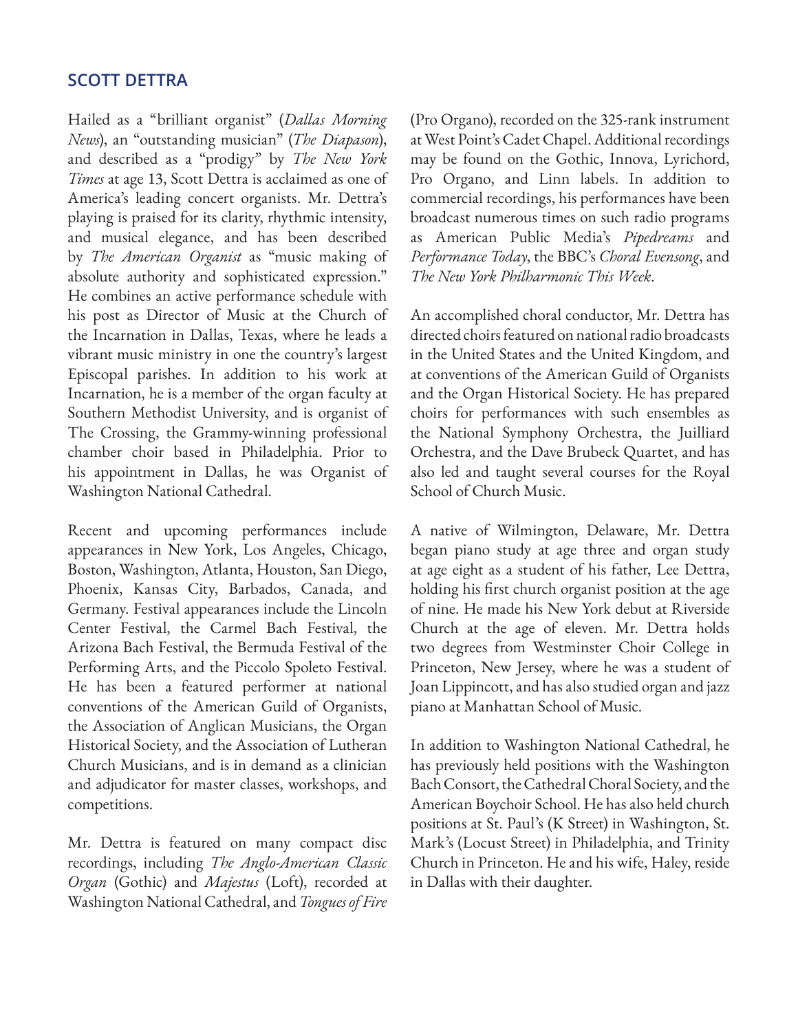## SCOTT DETTRA

Hailed as a "brilliant organist" (*Dallas Morning News*), an "outstanding musician" (*The Diapason*), and described as a "prodigy" by *The New York Times* at age 13, Scott Dettra is acclaimed as one of America's leading concert organists. Mr. Dettra's playing is praised for its clarity, rhythmic intensity, and musical elegance, and has been described by *The American Organist* as "music making of absolute authority and sophisticated expression." He combines an active performance schedule with his post as Director of Music at the Church of the Incarnation in Dallas, Texas, where he leads a vibrant music ministry in one the country's largest Episcopal parishes. In addition to his work at Incarnation, he is a member of the organ faculty at Southern Methodist University, and is organist of The Crossing, the Grammy-winning professional chamber choir based in Philadelphia. Prior to his appointment in Dallas, he was Organist of Washington National Cathedral.

Recent and upcoming performances include appearances in New York, Los Angeles, Chicago, Boston, Washington, Atlanta, Houston, San Diego, Phoenix, Kansas City, Barbados, Canada, and Germany. Festival appearances include the Lincoln Center Festival, the Carmel Bach Festival, the Arizona Bach Festival, the Bermuda Festival of the Performing Arts, and the Piccolo Spoleto Festival. He has been a featured performer at national conventions of the American Guild of Organists, the Association of Anglican Musicians, the Organ Historical Society, and the Association of Lutheran Church Musicians, and is in demand as a clinician and adjudicator for master classes, workshops, and competitions.

Mr. Dettra is featured on many compact disc recordings, including *The Anglo-American Classic Organ* (Gothic) and *Majestus* (Loft), recorded at Washington National Cathedral, and *Tongues of Fire* (Pro Organo), recorded on the 325-rank instrument at West Point's Cadet Chapel. Additional recordings may be found on the Gothic, Innova, Lyrichord, Pro Organo, and Linn labels. In addition to commercial recordings, his performances have been broadcast numerous times on such radio programs as American Public Media's *Pipedreams* and *Performance Today*, the BBC's *Choral Evensong*, and *The New York Philharmonic This Week*.

An accomplished choral conductor, Mr. Dettra has directed choirs featured on national radio broadcasts in the United States and the United Kingdom, and at conventions of the American Guild of Organists and the Organ Historical Society. He has prepared choirs for performances with such ensembles as the National Symphony Orchestra, the Juilliard Orchestra, and the Dave Brubeck Quartet, and has also led and taught several courses for the Royal School of Church Music.

A native of Wilmington, Delaware, Mr. Dettra began piano study at age three and organ study at age eight as a student of his father, Lee Dettra, holding his first church organist position at the age of nine. He made his New York debut at Riverside Church at the age of eleven. Mr. Dettra holds two degrees from Westminster Choir College in Princeton, New Jersey, where he was a student of Joan Lippincott, and has also studied organ and jazz piano at Manhattan School of Music.

In addition to Washington National Cathedral, he has previously held positions with the Washington Bach Consort, the Cathedral Choral Society, and the American Boychoir School. He has also held church positions at St. Paul's (K Street) in Washington, St. Mark's (Locust Street) in Philadelphia, and Trinity Church in Princeton. He and his wife, Haley, reside in Dallas with their daughter.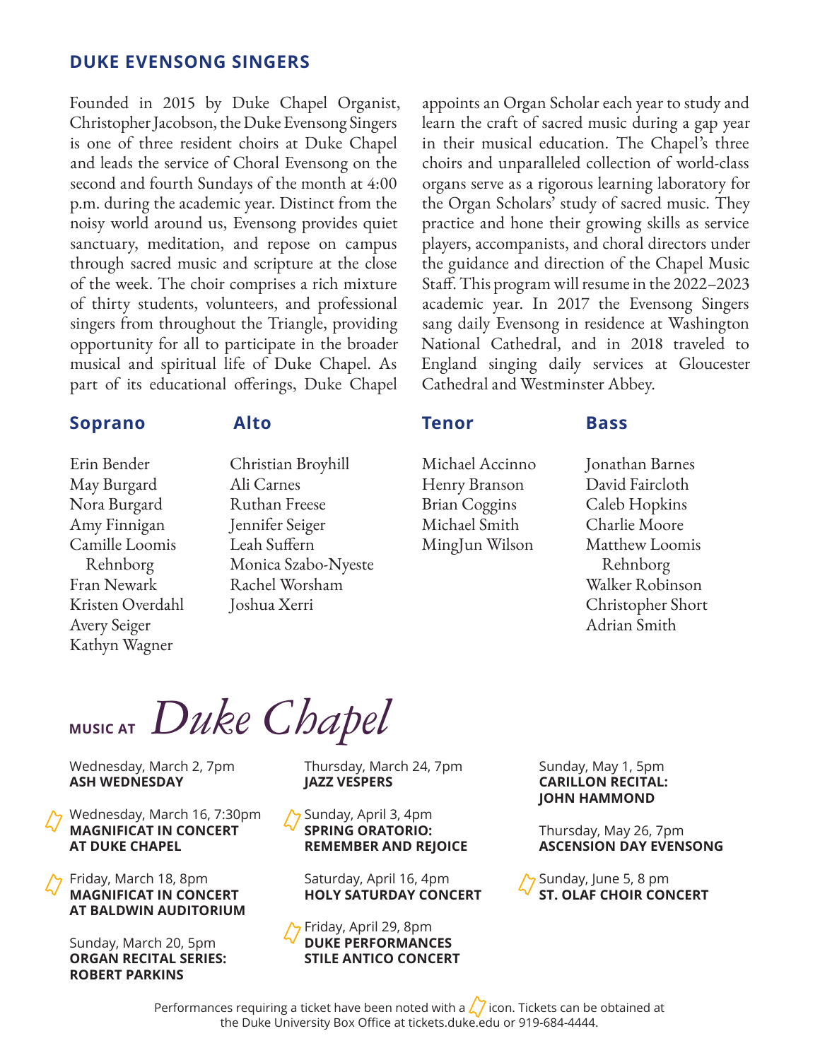## DUKE EVENSONG SINGERS

Founded in 2015 by Duke Chapel Organist, Christopher Jacobson, the Duke Evensong Singers is one of three resident choirs at Duke Chapel and leads the service of Choral Evensong on the second and fourth Sundays of the month at 4:00 p.m. during the academic year. Distinct from the noisy world around us, Evensong provides quiet sanctuary, meditation, and repose on campus through sacred music and scripture at the close of the week. The choir comprises a rich mixture of thirty students, volunteers, and professional singers from throughout the Triangle, providing opportunity for all to participate in the broader musical and spiritual life of Duke Chapel. As part of its educational offerings, Duke Chapel appoints an Organ Scholar each year to study and learn the craft of sacred music during a gap year in their musical education. The Chapel's three choirs and unparalleled collection of world-class organs serve as a rigorous learning laboratory for the Organ Scholars' study of sacred music. They practice and hone their growing skills as service players, accompanists, and choral directors under the guidance and direction of the Chapel Music Staff. This program will resume in the 2022–2023 academic year. In 2017 the Evensong Singers sang daily Evensong in residence at Washington National Cathedral, and in 2018 traveled to England singing daily services at Gloucester Cathedral and Westminster Abbey.

### Soprano

Erin Bender
May Burgard
Nora Burgard
Amy Finnigan
Camille Loomis Rehnborg
Fran Newark
Kristen Overdahl
Avery Seiger
Kathyn Wagner

### Alto

Christian Broyhill
Ali Carnes
Ruthan Freese
Jennifer Seiger
Leah Suffern
Monica Szabo-Nyeste
Rachel Worsham
Joshua Xerri

### Tenor

Michael Accinno
Henry Branson
Brian Coggins
Michael Smith
MingJun Wilson

### Bass

Jonathan Barnes
David Faircloth
Caleb Hopkins
Charlie Moore
Matthew Loomis Rehnborg
Walker Robinson
Christopher Short
Adrian Smith

## MUSIC AT *Duke Chapel*

Wednesday, March 2, 7pm
**ASH WEDNESDAY**

🎟 Wednesday, March 16, 7:30pm
**MAGNIFICAT IN CONCERT AT DUKE CHAPEL**

🎟 Friday, March 18, 8pm
**MAGNIFICAT IN CONCERT AT BALDWIN AUDITORIUM**

Sunday, March 20, 5pm
**ORGAN RECITAL SERIES: ROBERT PARKINS**

Thursday, March 24, 7pm
**JAZZ VESPERS**

🎟 Sunday, April 3, 4pm
**SPRING ORATORIO: REMEMBER AND REJOICE**

Saturday, April 16, 4pm
**HOLY SATURDAY CONCERT**

🎟 Friday, April 29, 8pm
**DUKE PERFORMANCES STILE ANTICO CONCERT**

Sunday, May 1, 5pm
**CARILLON RECITAL: JOHN HAMMOND**

Thursday, May 26, 7pm
**ASCENSION DAY EVENSONG**

🎟 Sunday, June 5, 8 pm
**ST. OLAF CHOIR CONCERT**

Performances requiring a ticket have been noted with a 🎟 icon. Tickets can be obtained at the Duke University Box Office at tickets.duke.edu or 919-684-4444.